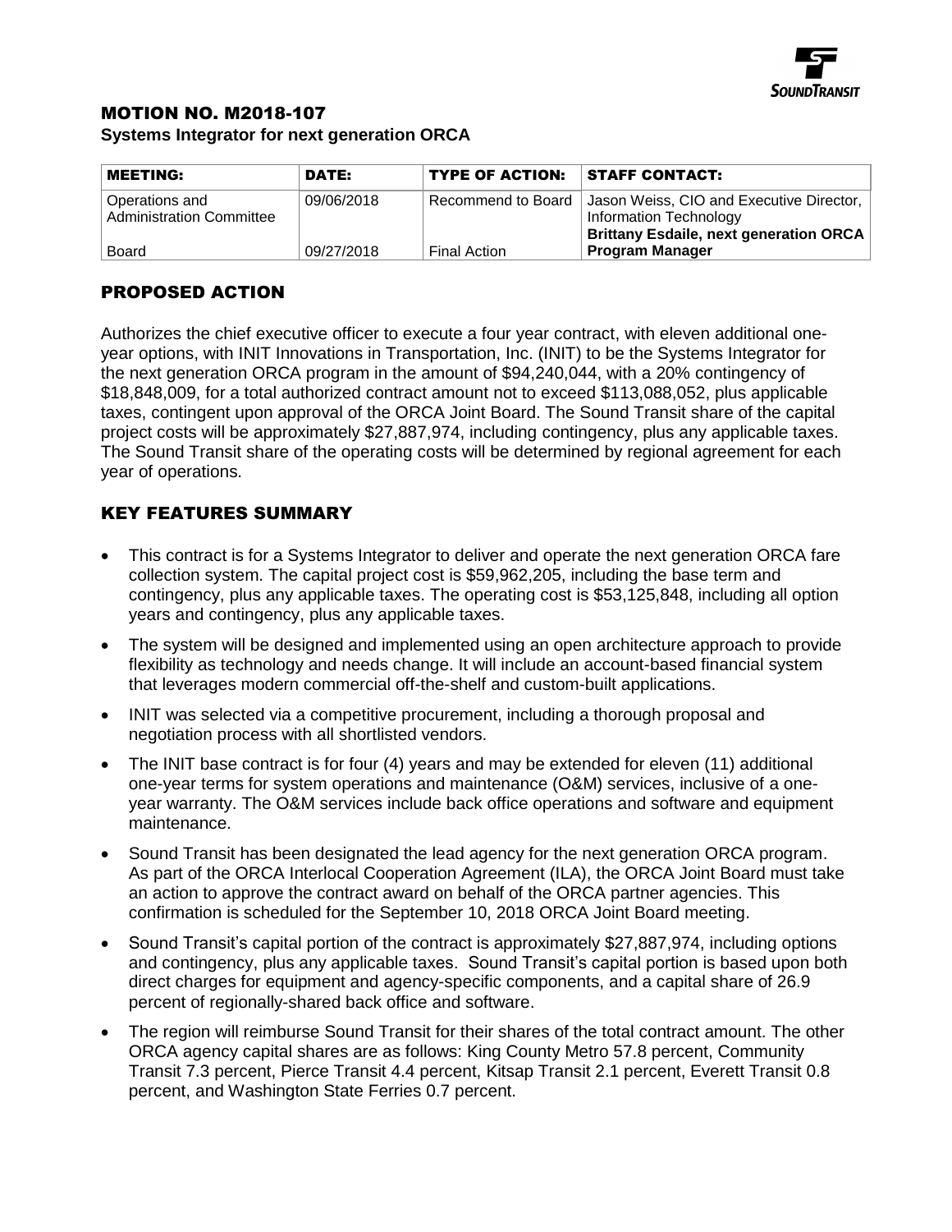# MOTION NO. M2018-107

**Systems Integrator for next generation ORCA**

| MEETING: | DATE: | TYPE OF ACTION: | STAFF CONTACT: |
|---|---|---|---|
| Operations and Administration Committee | 09/06/2018 | Recommend to Board | Jason Weiss, CIO and Executive Director, Information Technology |
| Board | 09/27/2018 | Final Action | **Brittany Esdaile, next generation ORCA Program Manager** |

## PROPOSED ACTION

Authorizes the chief executive officer to execute a four year contract, with eleven additional one-year options, with INIT Innovations in Transportation, Inc. (INIT) to be the Systems Integrator for the next generation ORCA program in the amount of $94,240,044, with a 20% contingency of $18,848,009, for a total authorized contract amount not to exceed $113,088,052, plus applicable taxes, contingent upon approval of the ORCA Joint Board. The Sound Transit share of the capital project costs will be approximately $27,887,974, including contingency, plus any applicable taxes. The Sound Transit share of the operating costs will be determined by regional agreement for each year of operations.

## KEY FEATURES SUMMARY

- This contract is for a Systems Integrator to deliver and operate the next generation ORCA fare collection system. The capital project cost is $59,962,205, including the base term and contingency, plus any applicable taxes. The operating cost is $53,125,848, including all option years and contingency, plus any applicable taxes.
- The system will be designed and implemented using an open architecture approach to provide flexibility as technology and needs change. It will include an account-based financial system that leverages modern commercial off-the-shelf and custom-built applications.
- INIT was selected via a competitive procurement, including a thorough proposal and negotiation process with all shortlisted vendors.
- The INIT base contract is for four (4) years and may be extended for eleven (11) additional one-year terms for system operations and maintenance (O&M) services, inclusive of a one-year warranty. The O&M services include back office operations and software and equipment maintenance.
- Sound Transit has been designated the lead agency for the next generation ORCA program. As part of the ORCA Interlocal Cooperation Agreement (ILA), the ORCA Joint Board must take an action to approve the contract award on behalf of the ORCA partner agencies. This confirmation is scheduled for the September 10, 2018 ORCA Joint Board meeting.
- Sound Transit's capital portion of the contract is approximately $27,887,974, including options and contingency, plus any applicable taxes. Sound Transit's capital portion is based upon both direct charges for equipment and agency-specific components, and a capital share of 26.9 percent of regionally-shared back office and software.
- The region will reimburse Sound Transit for their shares of the total contract amount. The other ORCA agency capital shares are as follows: King County Metro 57.8 percent, Community Transit 7.3 percent, Pierce Transit 4.4 percent, Kitsap Transit 2.1 percent, Everett Transit 0.8 percent, and Washington State Ferries 0.7 percent.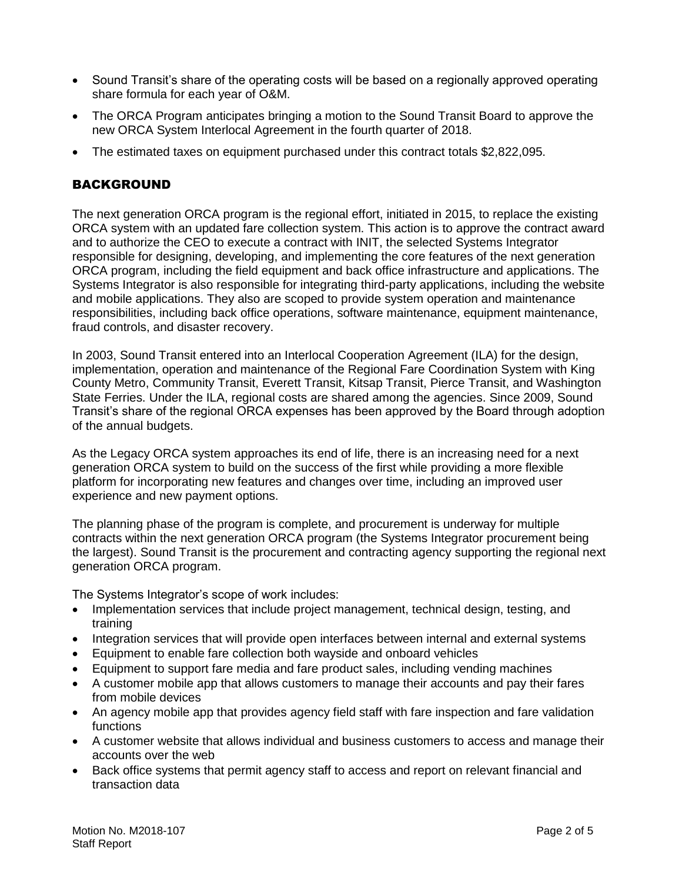- Sound Transit's share of the operating costs will be based on a regionally approved operating share formula for each year of O&M.
- The ORCA Program anticipates bringing a motion to the Sound Transit Board to approve the new ORCA System Interlocal Agreement in the fourth quarter of 2018.
- The estimated taxes on equipment purchased under this contract totals $2,822,095.

## BACKGROUND

The next generation ORCA program is the regional effort, initiated in 2015, to replace the existing ORCA system with an updated fare collection system. This action is to approve the contract award and to authorize the CEO to execute a contract with INIT, the selected Systems Integrator responsible for designing, developing, and implementing the core features of the next generation ORCA program, including the field equipment and back office infrastructure and applications. The Systems Integrator is also responsible for integrating third-party applications, including the website and mobile applications. They also are scoped to provide system operation and maintenance responsibilities, including back office operations, software maintenance, equipment maintenance, fraud controls, and disaster recovery.

In 2003, Sound Transit entered into an Interlocal Cooperation Agreement (ILA) for the design, implementation, operation and maintenance of the Regional Fare Coordination System with King County Metro, Community Transit, Everett Transit, Kitsap Transit, Pierce Transit, and Washington State Ferries. Under the ILA, regional costs are shared among the agencies. Since 2009, Sound Transit's share of the regional ORCA expenses has been approved by the Board through adoption of the annual budgets.

As the Legacy ORCA system approaches its end of life, there is an increasing need for a next generation ORCA system to build on the success of the first while providing a more flexible platform for incorporating new features and changes over time, including an improved user experience and new payment options.

The planning phase of the program is complete, and procurement is underway for multiple contracts within the next generation ORCA program (the Systems Integrator procurement being the largest). Sound Transit is the procurement and contracting agency supporting the regional next generation ORCA program.

The Systems Integrator's scope of work includes:

- Implementation services that include project management, technical design, testing, and training
- Integration services that will provide open interfaces between internal and external systems
- Equipment to enable fare collection both wayside and onboard vehicles
- Equipment to support fare media and fare product sales, including vending machines
- A customer mobile app that allows customers to manage their accounts and pay their fares from mobile devices
- An agency mobile app that provides agency field staff with fare inspection and fare validation functions
- A customer website that allows individual and business customers to access and manage their accounts over the web
- Back office systems that permit agency staff to access and report on relevant financial and transaction data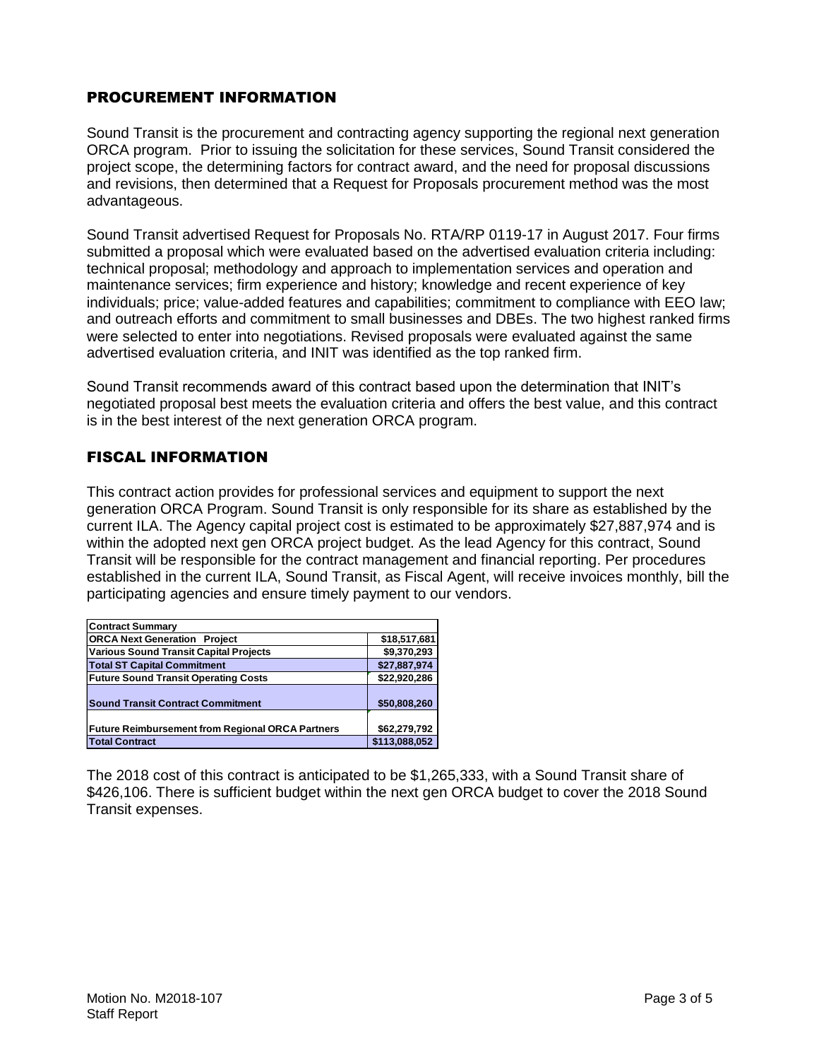## PROCUREMENT INFORMATION

Sound Transit is the procurement and contracting agency supporting the regional next generation ORCA program. Prior to issuing the solicitation for these services, Sound Transit considered the project scope, the determining factors for contract award, and the need for proposal discussions and revisions, then determined that a Request for Proposals procurement method was the most advantageous.

Sound Transit advertised Request for Proposals No. RTA/RP 0119-17 in August 2017. Four firms submitted a proposal which were evaluated based on the advertised evaluation criteria including: technical proposal; methodology and approach to implementation services and operation and maintenance services; firm experience and history; knowledge and recent experience of key individuals; price; value-added features and capabilities; commitment to compliance with EEO law; and outreach efforts and commitment to small businesses and DBEs. The two highest ranked firms were selected to enter into negotiations. Revised proposals were evaluated against the same advertised evaluation criteria, and INIT was identified as the top ranked firm.

Sound Transit recommends award of this contract based upon the determination that INIT's negotiated proposal best meets the evaluation criteria and offers the best value, and this contract is in the best interest of the next generation ORCA program.

## FISCAL INFORMATION

This contract action provides for professional services and equipment to support the next generation ORCA Program. Sound Transit is only responsible for its share as established by the current ILA. The Agency capital project cost is estimated to be approximately $27,887,974 and is within the adopted next gen ORCA project budget. As the lead Agency for this contract, Sound Transit will be responsible for the contract management and financial reporting. Per procedures established in the current ILA, Sound Transit, as Fiscal Agent, will receive invoices monthly, bill the participating agencies and ensure timely payment to our vendors.

| Contract Summary | |
|---|---|
| ORCA Next Generation Project | $18,517,681 |
| Various Sound Transit Capital Projects | $9,370,293 |
| Total ST Capital Commitment | $27,887,974 |
| Future Sound Transit Operating Costs | $22,920,286 |
| Sound Transit Contract Commitment | $50,808,260 |
| Future Reimbursement from Regional ORCA Partners | $62,279,792 |
| Total Contract | $113,088,052 |

The 2018 cost of this contract is anticipated to be $1,265,333, with a Sound Transit share of $426,106. There is sufficient budget within the next gen ORCA budget to cover the 2018 Sound Transit expenses.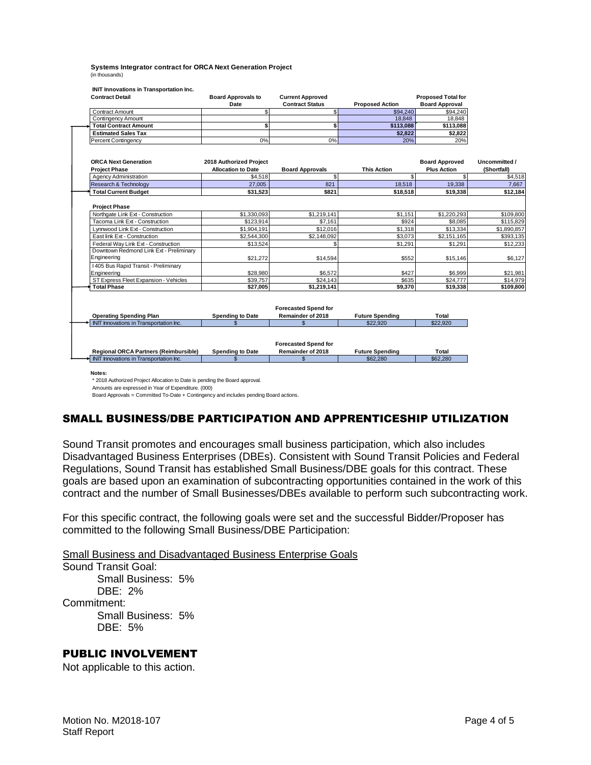**Systems Integrator contract for ORCA Next Generation Project**
(in thousands)

**INIT Innovations in Transportation Inc.**

| Contract Detail | Board Approvals to Date | Current Approved Contract Status | Proposed Action | Proposed Total for Board Approval |
|---|---|---|---|---|
| Contract Amount | $ | $ | $94,240 | $94,240 |
| Contingency Amount | | | 18,848 | 18,848 |
| **Total Contract Amount** | **$** | **$** | **$113,088** | **$113,088** |
| **Estimated Sales Tax** | | | **$2,822** | **$2,822** |
| Percent Contingency | 0% | 0% | 20% | 20% |

| ORCA Next Generation Project Phase | 2018 Authorized Project Allocation to Date | Board Approvals | This Action | Board Approved Plus Action | Uncommitted / (Shortfall) |
|---|---|---|---|---|---|
| Agency Administration | $4,518 | $ | $ | $ | $4,518 |
| Research & Technology | 27,005 | 821 | 18,518 | 19,338 | 7,667 |
| **Total Current Budget** | **$31,523** | **$821** | **$18,518** | **$19,338** | **$12,184** |
| **Project Phase** | | | | | |
| Northgate Link Ext - Construction | $1,330,093 | $1,219,141 | $1,151 | $1,220,293 | $109,800 |
| Tacoma Link Ext - Construction | $123,914 | $7,161 | $924 | $8,085 | $115,829 |
| Lynnwood Link Ext - Construction | $1,904,191 | $12,016 | $1,318 | $13,334 | $1,890,857 |
| East link Ext - Construction | $2,544,300 | $2,148,092 | $3,073 | $2,151,165 | $393,135 |
| Federal Way Link Ext - Construction | $13,524 | $ | $1,291 | $1,291 | $12,233 |
| Downtown Redmond Link Ext - Preliminary Engineering | $21,272 | $14,594 | $552 | $15,146 | $6,127 |
| I405 Bus Rapid Transit - Preliminary Engineering | $28,980 | $6,572 | $427 | $6,999 | $21,981 |
| ST Express Fleet Expansion - Vehicles | $39,757 | $24,143 | $635 | $24,777 | $14,979 |
| **Total Phase** | **$27,005** | **$1,219,141** | **$9,370** | **$19,338** | **$109,800** |

| Operating Spending Plan | Spending to Date | Forecasted Spend for Remainder of 2018 | Future Spending | Total |
|---|---|---|---|---|
| INIT Innovations in Transportation Inc. | $ | $ | $22,920 | $22,920 |

| Regional ORCA Partners (Reimbursible) | Spending to Date | Forecasted Spend for Remainder of 2018 | Future Spending | Total |
|---|---|---|---|---|
| INIT Innovations in Transportation Inc. | $ | $ | $62,280 | $62,280 |

**Notes:**
\* 2018 Authorized Project Allocation to Date is pending the Board approval.
Amounts are expressed in Year of Expenditure. (000)
Board Approvals = Committed To-Date + Contingency and includes pending Board actions.

## SMALL BUSINESS/DBE PARTICIPATION AND APPRENTICESHIP UTILIZATION

Sound Transit promotes and encourages small business participation, which also includes Disadvantaged Business Enterprises (DBEs). Consistent with Sound Transit Policies and Federal Regulations, Sound Transit has established Small Business/DBE goals for this contract. These goals are based upon an examination of subcontracting opportunities contained in the work of this contract and the number of Small Businesses/DBEs available to perform such subcontracting work.

For this specific contract, the following goals were set and the successful Bidder/Proposer has committed to the following Small Business/DBE Participation:

Small Business and Disadvantaged Business Enterprise Goals

Sound Transit Goal:
- Small Business: 5%
- DBE: 2%

Commitment:
- Small Business: 5%
- DBE: 5%

## PUBLIC INVOLVEMENT

Not applicable to this action.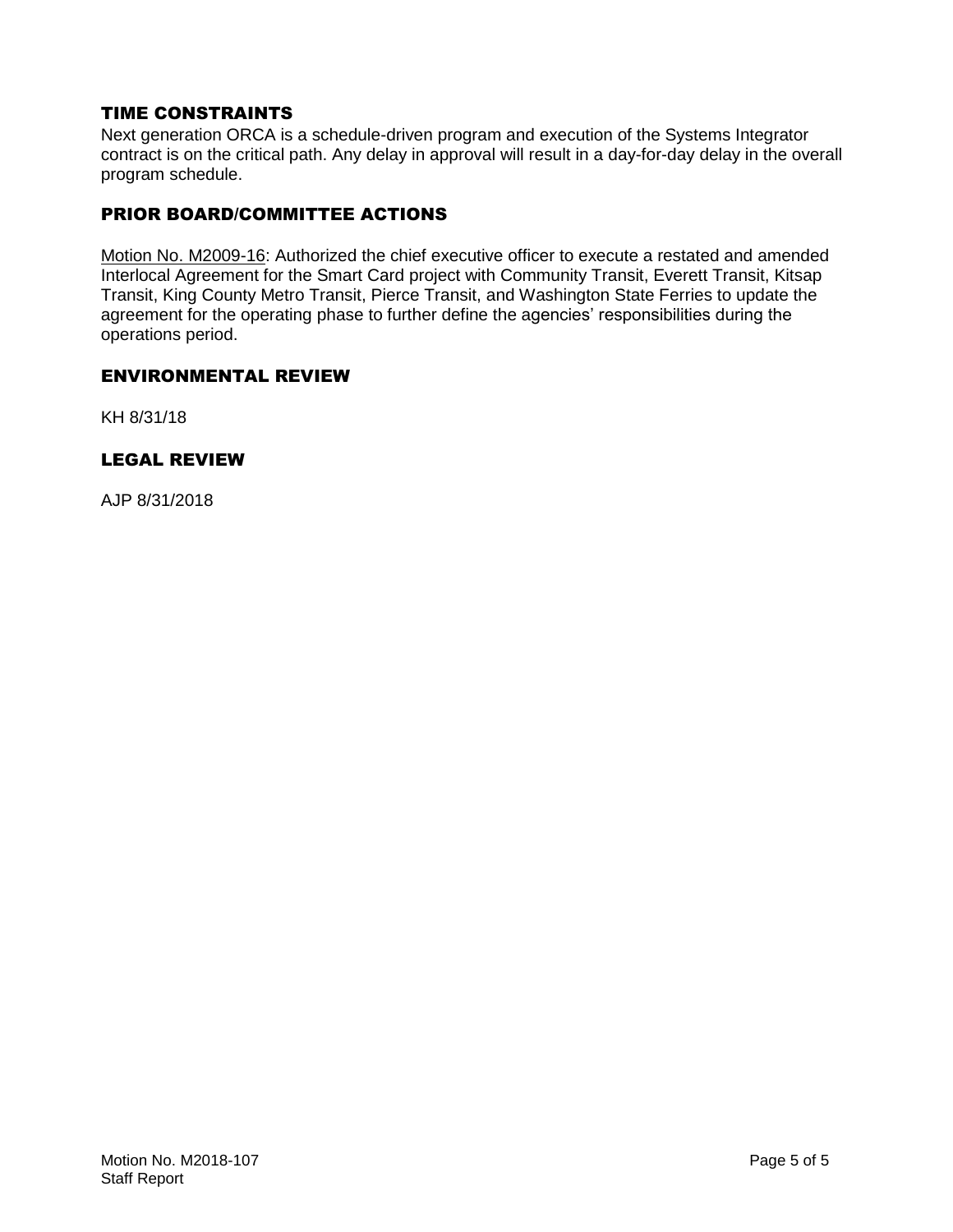## TIME CONSTRAINTS

Next generation ORCA is a schedule-driven program and execution of the Systems Integrator contract is on the critical path. Any delay in approval will result in a day-for-day delay in the overall program schedule.

## PRIOR BOARD/COMMITTEE ACTIONS

Motion No. M2009-16: Authorized the chief executive officer to execute a restated and amended Interlocal Agreement for the Smart Card project with Community Transit, Everett Transit, Kitsap Transit, King County Metro Transit, Pierce Transit, and Washington State Ferries to update the agreement for the operating phase to further define the agencies' responsibilities during the operations period.

## ENVIRONMENTAL REVIEW

KH 8/31/18

## LEGAL REVIEW

AJP 8/31/2018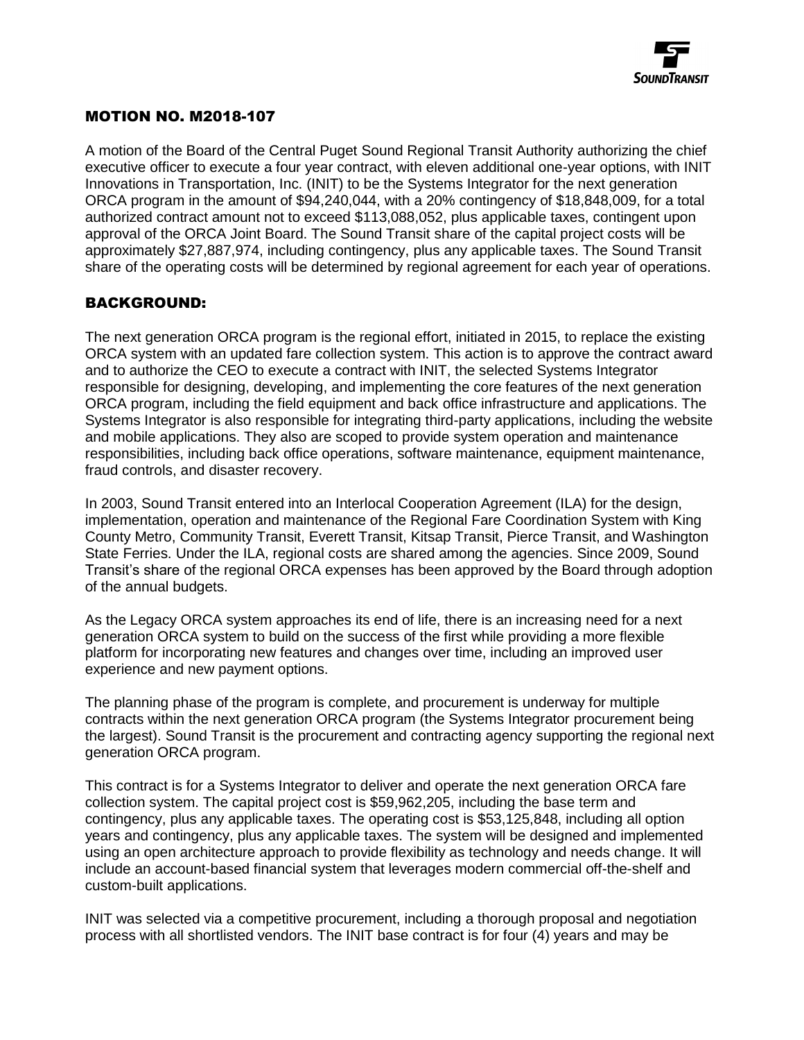## MOTION NO. M2018-107

A motion of the Board of the Central Puget Sound Regional Transit Authority authorizing the chief executive officer to execute a four year contract, with eleven additional one-year options, with INIT Innovations in Transportation, Inc. (INIT) to be the Systems Integrator for the next generation ORCA program in the amount of $94,240,044, with a 20% contingency of $18,848,009, for a total authorized contract amount not to exceed $113,088,052, plus applicable taxes, contingent upon approval of the ORCA Joint Board. The Sound Transit share of the capital project costs will be approximately $27,887,974, including contingency, plus any applicable taxes. The Sound Transit share of the operating costs will be determined by regional agreement for each year of operations.

## BACKGROUND:

The next generation ORCA program is the regional effort, initiated in 2015, to replace the existing ORCA system with an updated fare collection system. This action is to approve the contract award and to authorize the CEO to execute a contract with INIT, the selected Systems Integrator responsible for designing, developing, and implementing the core features of the next generation ORCA program, including the field equipment and back office infrastructure and applications. The Systems Integrator is also responsible for integrating third-party applications, including the website and mobile applications. They also are scoped to provide system operation and maintenance responsibilities, including back office operations, software maintenance, equipment maintenance, fraud controls, and disaster recovery.

In 2003, Sound Transit entered into an Interlocal Cooperation Agreement (ILA) for the design, implementation, operation and maintenance of the Regional Fare Coordination System with King County Metro, Community Transit, Everett Transit, Kitsap Transit, Pierce Transit, and Washington State Ferries. Under the ILA, regional costs are shared among the agencies. Since 2009, Sound Transit's share of the regional ORCA expenses has been approved by the Board through adoption of the annual budgets.

As the Legacy ORCA system approaches its end of life, there is an increasing need for a next generation ORCA system to build on the success of the first while providing a more flexible platform for incorporating new features and changes over time, including an improved user experience and new payment options.

The planning phase of the program is complete, and procurement is underway for multiple contracts within the next generation ORCA program (the Systems Integrator procurement being the largest). Sound Transit is the procurement and contracting agency supporting the regional next generation ORCA program.

This contract is for a Systems Integrator to deliver and operate the next generation ORCA fare collection system. The capital project cost is $59,962,205, including the base term and contingency, plus any applicable taxes. The operating cost is $53,125,848, including all option years and contingency, plus any applicable taxes. The system will be designed and implemented using an open architecture approach to provide flexibility as technology and needs change. It will include an account-based financial system that leverages modern commercial off-the-shelf and custom-built applications.

INIT was selected via a competitive procurement, including a thorough proposal and negotiation process with all shortlisted vendors. The INIT base contract is for four (4) years and may be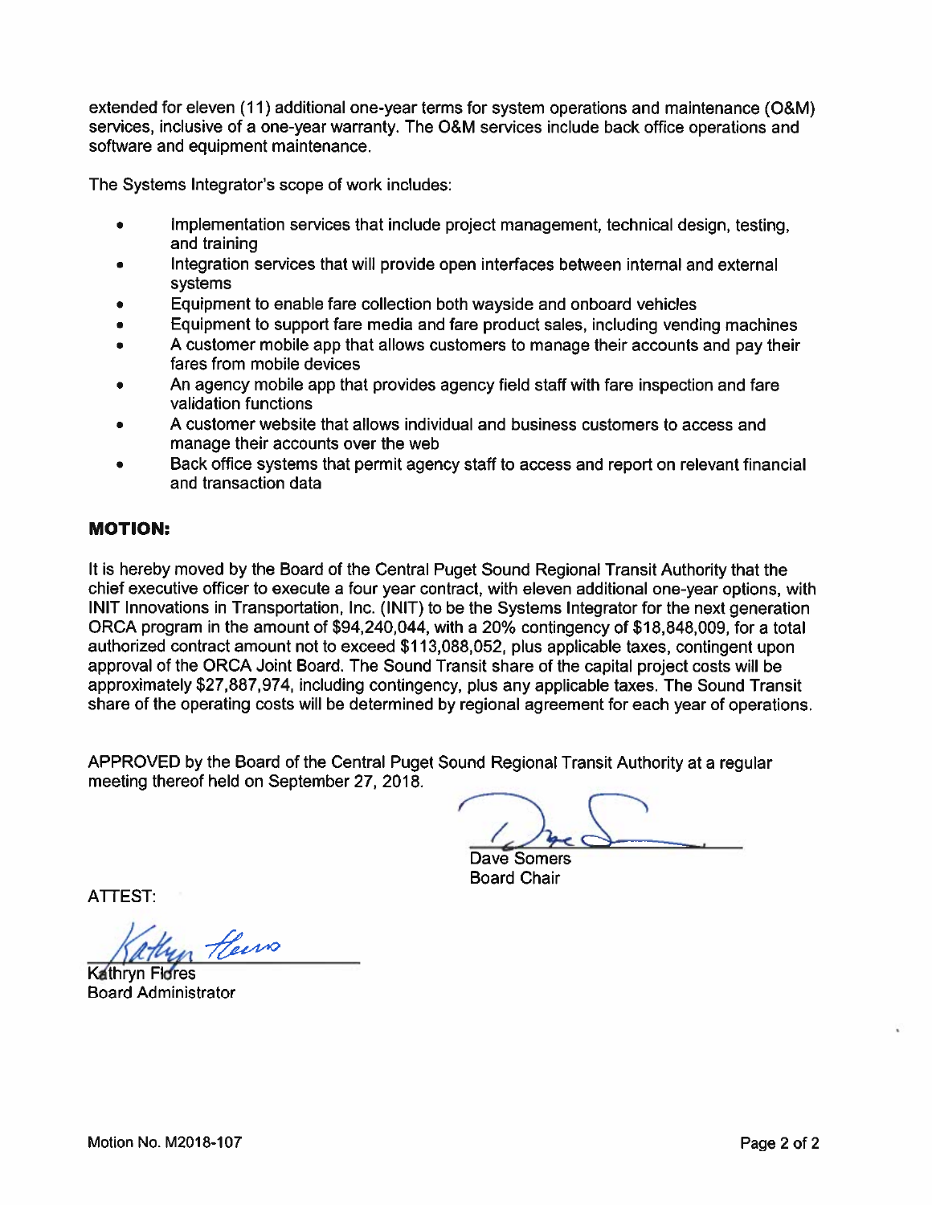extended for eleven (11) additional one-year terms for system operations and maintenance (O&M) services, inclusive of a one-year warranty. The O&M services include back office operations and software and equipment maintenance.

The Systems Integrator's scope of work includes:

- Implementation services that include project management, technical design, testing, and training
- Integration services that will provide open interfaces between internal and external systems
- Equipment to enable fare collection both wayside and onboard vehicles
- Equipment to support fare media and fare product sales, including vending machines
- A customer mobile app that allows customers to manage their accounts and pay their fares from mobile devices
- An agency mobile app that provides agency field staff with fare inspection and fare validation functions
- A customer website that allows individual and business customers to access and manage their accounts over the web
- Back office systems that permit agency staff to access and report on relevant financial and transaction data

## MOTION:

It is hereby moved by the Board of the Central Puget Sound Regional Transit Authority that the chief executive officer to execute a four year contract, with eleven additional one-year options, with INIT Innovations in Transportation, Inc. (INIT) to be the Systems Integrator for the next generation ORCA program in the amount of $94,240,044, with a 20% contingency of $18,848,009, for a total authorized contract amount not to exceed $113,088,052, plus applicable taxes, contingent upon approval of the ORCA Joint Board. The Sound Transit share of the capital project costs will be approximately $27,887,974, including contingency, plus any applicable taxes. The Sound Transit share of the operating costs will be determined by regional agreement for each year of operations.

APPROVED by the Board of the Central Puget Sound Regional Transit Authority at a regular meeting thereof held on September 27, 2018.

Dave Somers
Board Chair

ATTEST:

Kathryn Flores
Board Administrator

Motion No. M2018-107